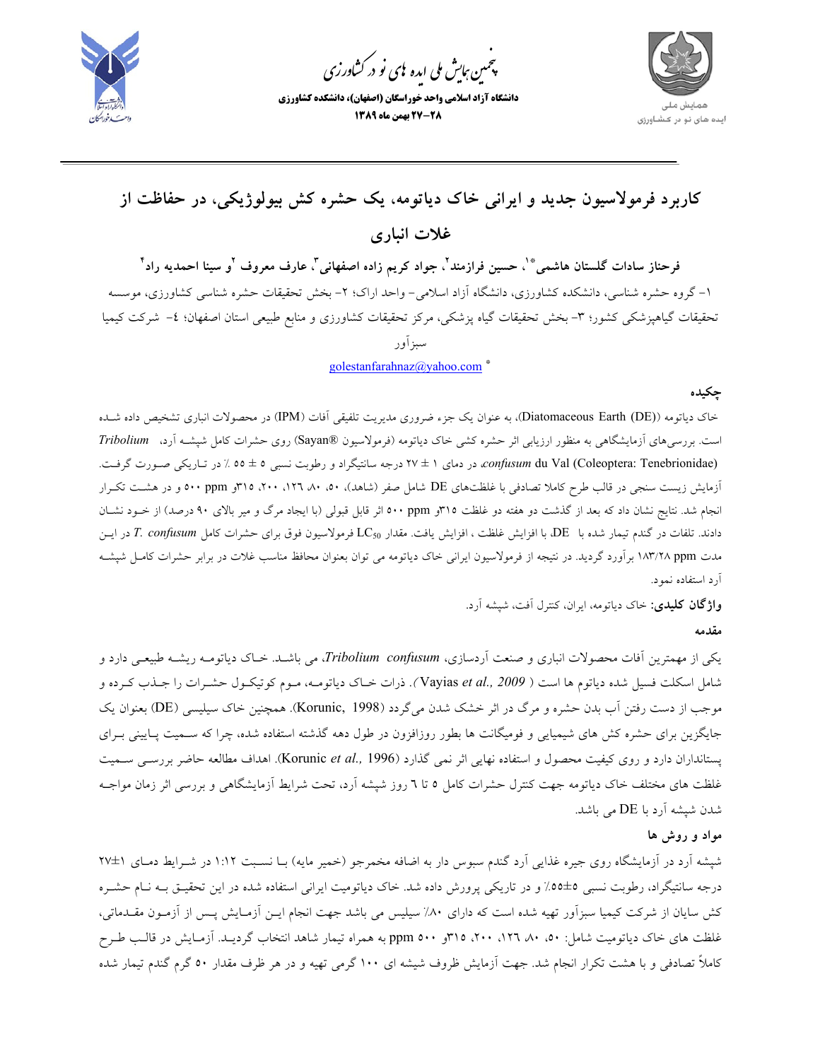# کاربرد فرمولاسیون جدید و ایرانی خاک دیاتومه، یک حشره کش بیولوژیکی، در حفاظت از غلات انباری

**فرحناز سادات گلستان هاشمی*[1]، حسین فرازمند[2]، جواد کریم زاده اصفهانی[3]، عارف معروف[2] و سینا احمدیه راد[4]**

۱- گروه حشره شناسی، دانشکده کشاورزی، دانشگاه آزاد اسلامی- واحد اراک؛ ۲- بخش تحقیقات حشره شناسی کشاورزی، موسسه تحقیقات گیاهپزشکی کشور؛ ۳- بخش تحقیقات گیاه پزشکی، مرکز تحقیقات کشاورزی و منابع طبیعی استان اصفهان؛ ٤- شرکت کیمیا سبزآور

* golestanfarahnaz@yahoo.com

## چکیده

خاک دیاتومه (Diatomaceous Earth (DE))، به عنوان یک جزء ضروری مدیریت تلفیقی آفات (IPM) در محصولات انباری تشخیص داده شده است. بررسی‌های آزمایشگاهی به منظور ارزیابی اثر حشره کشی خاک دیاتومه (فرمولاسیون Sayan®) روی حشرات کامل شپشه آرد، *Tribolium confusum* du Val (Coleoptera: Tenebrionidae)، در دمای ۱ ± ۲۷ درجه سانتیگراد و رطوبت نسبی ۵ ± ۵۵ ٪ در تاریکی صورت گرفت. آزمایش زیست سنجی در قالب طرح کاملا تصادفی با غلظت‌های DE شامل صفر (شاهد)، ۵۰، ۸۰، ۱۲٦، ۲۰۰، ۳۱۵و ۵۰۰ ppm و در هشت تکرار انجام شد. نتایج نشان داد که بعد از گذشت دو هفته دو غلظت ۳۱۵و ۵۰۰ ppm اثر قابل قبولی (با ایجاد مرگ و میر بالای ۹۰ درصد) از خود نشان دادند. تلفات در گندم تیمار شده با DE، با افزایش غلظت ، افزایش یافت. مقدار $LC_{50}$ فرمولاسیون فوق برای حشرات کامل *T. confusum* در این مدت ۱۸۳/۲۸ ppm برآورد گردید. در نتیجه از فرمولاسیون ایرانی خاک دیاتومه می توان بعنوان محافظ مناسب غلات در برابر حشرات کامل شپشه آرد استفاده نمود.

**واژگان کلیدی:** خاک دیاتومه، ایران، کنترل آفت، شپشه آرد.

## مقدمه

یکی از مهمترین آفات محصولات انباری و صنعت آردسازی، *Tribolium confusum*، می باشد. خاک دیاتومه ریشه طبیعی دارد و شامل اسکلت فسیل شده دیاتوم ها است ( Vayias *et al., 2009*). ذرات خاک دیاتومه، موم کوتیکول حشرات را جذب کرده و موجب از دست رفتن آب بدن حشره و مرگ در اثر خشک شدن می‌گردد (Korunic, 1998). همچنین خاک سیلیسی (DE) بعنوان یک جایگزین برای حشره کش های شیمیایی و فومیگانت ها بطور روزافزون در طول دهه گذشته استفاده شده، چرا که سمیت پایینی برای پستانداران دارد و روی کیفیت محصول و استفاده نهایی اثر نمی گذارد (Korunic *et al.,* 1996). اهداف مطالعه حاضر بررسی سمیت غلظت های مختلف خاک دیاتومه جهت کنترل حشرات کامل ۵ تا ٦ روز شپشه آرد، تحت شرایط آزمایشگاهی و بررسی اثر زمان مواجه شدن شپشه آرد با DE می باشد.

## مواد و روش ها

شپشه آرد در آزمایشگاه روی جیره غذایی آرد گندم سبوس دار به اضافه مخمرجو (خمیر مایه) با نسبت ۱:۱۲ در شرایط دمای ۱±۲۷ درجه سانتیگراد، رطوبت نسبی ٥±٥٥٪ و در تاریکی پرورش داده شد. خاک دیاتومیت ایرانی استفاده شده در این تحقیق به نام حشره کش سایان از شرکت کیمیا سبزآور تهیه شده است که دارای ۸۰٪ سیلیس می باشد جهت انجام این آزمایش پس از آزمون مقدماتی، غلظت های خاک دیاتومیت شامل: ۵۰، ۸۰، ۱۲٦، ۲۰۰، ۳۱۵و ۵۰۰ ppm به همراه تیمار شاهد انتخاب گردید. آزمایش در قالب طرح کاملاً تصادفی و با هشت تکرار انجام شد. جهت آزمایش ظروف شیشه ای ۱۰۰ گرمی تهیه و در هر ظرف مقدار ۵۰ گرم گندم تیمار شده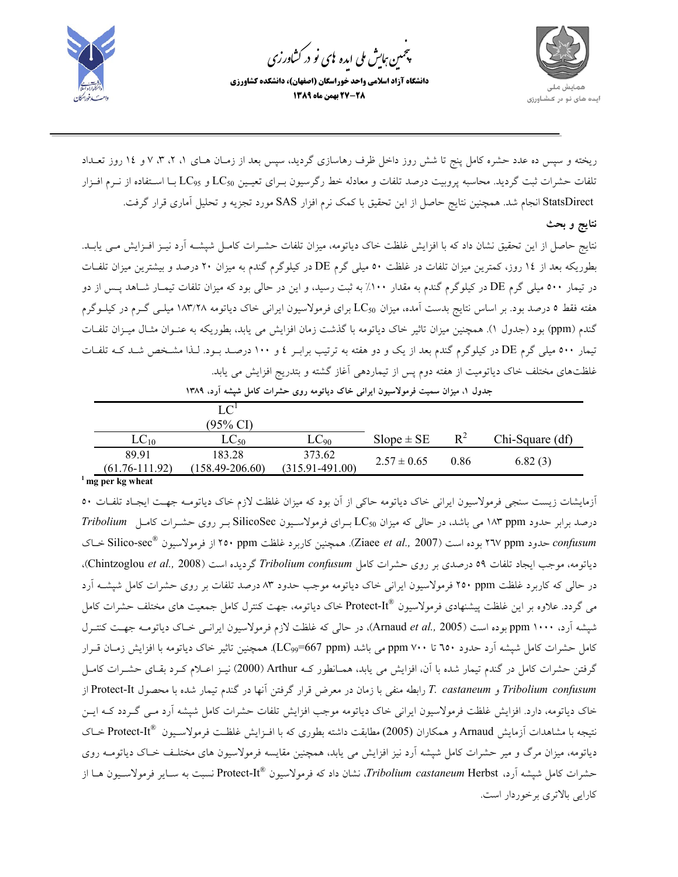ریخته و سپس ده عدد حشره کامل پنج تا شش روز داخل ظرف رهاسازی گردید، سپس بعد از زمان های ۱، ۲، ۳، ۷ و ۱۴ روز تعداد تلفات حشرات ثبت گردید. محاسبه پروبیت درصد تلفات و معادله خط رگرسیون برای تعیین $LC_{50}$ و $LC_{95}$ با استفاده از نرم افزار StatsDirect انجام شد. همچنین نتایج حاصل از این تحقیق با کمک نرم افزار SAS مورد تجزیه و تحلیل آماری قرار گرفت.

### نتایج و بحث

نتایج حاصل از این تحقیق نشان داد که با افزایش غلظت خاک دیاتومه، میزان تلفات حشرات کامل شپشه آرد نیز افزایش می یابد. بطوریکه بعد از ۱۴ روز، کمترین میزان تلفات در غلظت ۵۰ میلی گرم DE در کیلوگرم گندم به میزان ۲۰ درصد و بیشترین میزان تلفات در تیمار ۵۰۰ میلی گرم DE در کیلوگرم گندم به مقدار ۱۰۰٪ به ثبت رسید، و این در حالی بود که میزان تلفات تیمار شاهد پس از دو هفته فقط ۵ درصد بود. بر اساس نتایج بدست آمده، میزان $LC_{50}$ برای فرمولاسیون ایرانی خاک دیاتومه ۱۸۳/۲۸ میلی گرم در کیلوگرم گندم (ppm) بود (جدول ۱). همچنین میزان تاثیر خاک دیاتومه با گذشت زمان افزایش می یابد، بطوریکه به عنوان مثال میزان تلفات تیمار ۵۰۰ میلی گرم DE در کیلوگرم گندم بعد از یک و دو هفته به ترتیب برابر ٤ و ۱۰۰ درصد بود. لذا مشخص شد که تلفات غلظت‌های مختلف خاک دیاتومیت از هفته دوم پس از تیماردهی آغاز گشته و بتدریج افزایش می یابد.

**جدول ۱، میزان سمیت فرمولاسیون ایرانی خاک دیاتومه روی حشرات کامل شپشه آرد، ۱۳۸۹**

| LC[1] (95% CI) | | | | | |
|---|---|---|---|---|---|
| $LC_{10}$ | $LC_{50}$ | $LC_{90}$ | Slope ± SE | $R^2$ | Chi-Square (df) |
| 89.91 (61.76-111.92) | 183.28 (158.49-206.60) | 373.62 (315.91-491.00) | 2.57 ± 0.65 | 0.86 | 6.82 (3) |

[1] **mg per kg wheat**

آزمایشات زیست سنجی فرمولاسیون ایرانی خاک دیاتومه حاکی از آن بود که میزان غلظت لازم خاک دیاتومه جهت ایجاد تلفات ۵۰ درصد برابر حدود ۱۸۳ ppm می باشد، در حالی که میزان $LC_{50}$ برای فرمولاسیون SilicoSec بر روی حشرات کامل *Tribolium confusum* حدود ۲٦۷ ppm بوده است (Ziaee *et al.,* 2007). همچنین کاربرد غلظت ۲۵۰ ppm از فرمولاسیون Silico-sec® خاک دیاتومه، موجب ایجاد تلفات ۵۹ درصدی بر روی حشرات کامل *Tribolium confusum* گردیده است (Chintzoglou *et al.,* 2008)، در حالی که کاربرد غلظت ۲۵۰ ppm فرمولاسیون ایرانی خاک دیاتومه موجب حدود ۸۳ درصد تلفات بر روی حشرات کامل شپشه آرد می گردد. علاوه بر این غلظت پیشنهادی فرمولاسیون Protect-It® خاک دیاتومه، جهت کنترل کامل جمعیت های مختلف حشرات کامل شپشه آرد، ۱۰۰۰ ppm بوده است (Arnaud *et al.,* 2005)، در حالی که غلظت لازم فرمولاسیون ایرانی خاک دیاتومه جهت کنترل کامل حشرات کامل شپشه آرد حدود ٦۵۰ تا ۷۰۰ ppm می باشد ($LC_{99}$=667 ppm). همچنین تاثیر خاک دیاتومه با افزایش زمان قرار گرفتن حشرات کامل در گندم تیمار شده با آن، افزایش می یابد، همانطور که Arthur (2000) نیز اعلام کرد بقای حشرات کامل *Tribolium confusum* و *T. castaneum* رابطه منفی با زمان در معرض قرار گرفتن آنها در گندم تیمار شده با محصول Protect-It از خاک دیاتومه، دارد. افزایش غلظت فرمولاسیون ایرانی خاک دیاتومه موجب افزایش تلفات حشرات کامل شپشه آرد می گردد که این نتیجه با مشاهدات آزمایش Arnaud و همکاران (2005) مطابقت داشته بطوری که با افزایش غلظت فرمولاسیون Protect-It® خاک دیاتومه، میزان مرگ و میر حشرات کامل شپشه آرد نیز افزایش می یابد، همچنین مقایسه فرمولاسیون های مختلف خاک دیاتومه روی حشرات کامل شپشه آرد، *Tribolium castaneum* Herbst، نشان داد که فرمولاسیون Protect-It® نسبت به سایر فرمولاسیون ها از کارایی بالاتری برخوردار است.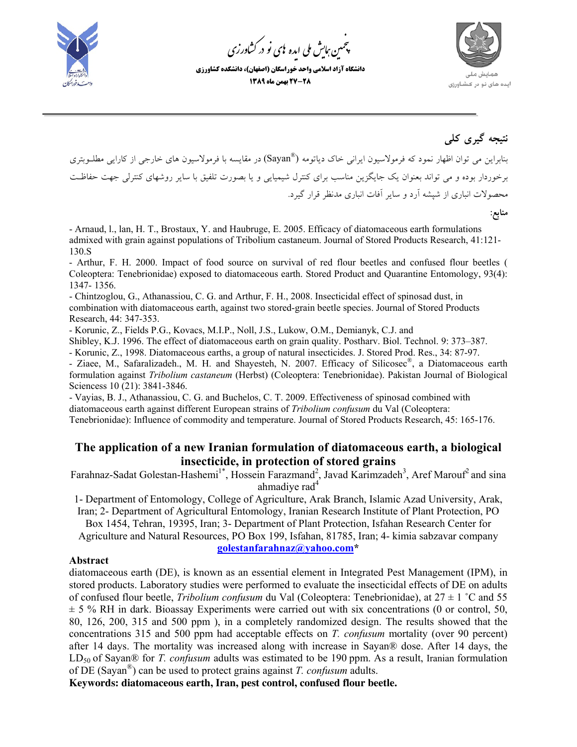## نتیجه گیری کلی

بنابراین می توان اظهار نمود که فرمولاسیون ایرانی خاک دیاتومه (Sayan®) در مقایسه با فرمولاسیون های خارجی از کارایی مطلوبتری برخوردار بوده و می تواند بعنوان یک جایگزین مناسب برای کنترل شیمیایی و یا بصورت تلفیق با سایر روشهای کنترلی جهت حفاظت محصولات انباری از شپشه آرد و سایر آفات انباری مدنظر قرار گیرد.

**منابع:**

- Arnaud, l., lan, H. T., Brostaux, Y. and Haubruge, E. 2005. Efficacy of diatomaceous earth formulations admixed with grain against populations of Tribolium castaneum. Journal of Stored Products Research, 41:121-130.S
- Arthur, F. H. 2000. Impact of food source on survival of red flour beetles and confused flour beetles ( Coleoptera: Tenebrionidae) exposed to diatomaceous earth. Stored Product and Quarantine Entomology, 93(4): 1347- 1356.
- Chintzoglou, G., Athanassiou, C. G. and Arthur, F. H., 2008. Insecticidal effect of spinosad dust, in combination with diatomaceous earth, against two stored-grain beetle species. Journal of Stored Products Research, 44: 347-353.
- Korunic, Z., Fields P.G., Kovacs, M.I.P., Noll, J.S., Lukow, O.M., Demianyk, C.J. and Shibley, K.J. 1996. The effect of diatomaceous earth on grain quality. Postharv. Biol. Technol. 9: 373–387.
- Korunic, Z., 1998. Diatomaceous earths, a group of natural insecticides. J. Stored Prod. Res., 34: 87-97.
- Ziaee, M., Safaralizadeh., M. H. and Shayesteh, N. 2007. Efficacy of Silicosec®, a Diatomaceous earth formulation against *Tribolium castaneum* (Herbst) (Coleoptera: Tenebrionidae). Pakistan Journal of Biological Sciencess 10 (21): 3841-3846.
- Vayias, B. J., Athanassiou, C. G. and Buchelos, C. T. 2009. Effectiveness of spinosad combined with diatomaceous earth against different European strains of *Tribolium confusum* du Val (Coleoptera: Tenebrionidae): Influence of commodity and temperature. Journal of Stored Products Research, 45: 165-176.

# The application of a new Iranian formulation of diatomaceous earth, a biological insecticide, in protection of stored grains

Farahnaz-Sadat Golestan-Hashemi[1*], Hossein Farazmand[2], Javad Karimzadeh[3], Aref Marouf[2] and sina ahmadiye rad[4]

1- Department of Entomology, College of Agriculture, Arak Branch, Islamic Azad University, Arak, Iran; 2- Department of Agricultural Entomology, Iranian Research Institute of Plant Protection, PO Box 1454, Tehran, 19395, Iran; 3- Department of Plant Protection, Isfahan Research Center for Agriculture and Natural Resources, PO Box 199, Isfahan, 81785, Iran; 4- kimia sabzavar company

**golestanfarahnaz@yahoo.com***

**Abstract**

diatomaceous earth (DE), is known as an essential element in Integrated Pest Management (IPM), in stored products. Laboratory studies were performed to evaluate the insecticidal effects of DE on adults of confused flour beetle, *Tribolium confusum* du Val (Coleoptera: Tenebrionidae), at 27 ± 1 ˚C and 55 ± 5 % RH in dark. Bioassay Experiments were carried out with six concentrations (0 or control, 50, 80, 126, 200, 315 and 500 ppm ), in a completely randomized design. The results showed that the concentrations 315 and 500 ppm had acceptable effects on *T. confusum* mortality (over 90 percent) after 14 days. The mortality was increased along with increase in Sayan® dose. After 14 days, the $LD_{50}$ of Sayan® for *T. confusum* adults was estimated to be 190 ppm. As a result, Iranian formulation of DE (Sayan®) can be used to protect grains against *T. confusum* adults.

**Keywords: diatomaceous earth, Iran, pest control, confused flour beetle.**